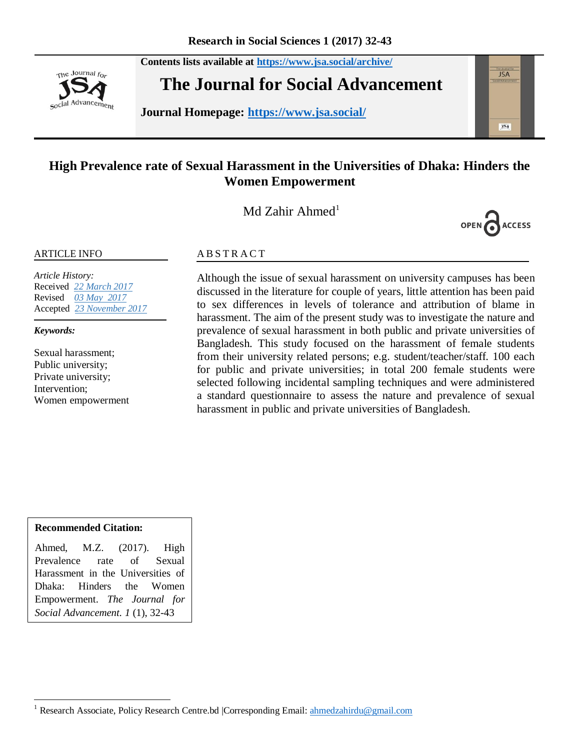Contents lists available at https://www.jsa.social/archive/

# The Journal for Social Advancement

Journal Homepage: https://www.jsa.social/

## High Prevalence rate of Sexual Harassment in the Universities of Dhaka: Hinders the Women Empowerment

Md Zahir Ahmed[1]

OPEN ACCESS

**ARTICLE INFO**

*Article History:*
Received 22 March 2017
Revised 03 May 2017
Accepted 23 November 2017

***Keywords:***

Sexual harassment;
Public university;
Private university;
Intervention;
Women empowerment

**ABSTRACT**

Although the issue of sexual harassment on university campuses has been discussed in the literature for couple of years, little attention has been paid to sex differences in levels of tolerance and attribution of blame in harassment. The aim of the present study was to investigate the nature and prevalence of sexual harassment in both public and private universities of Bangladesh. This study focused on the harassment of female students from their university related persons; e.g. student/teacher/staff. 100 each for public and private universities; in total 200 female students were selected following incidental sampling techniques and were administered a standard questionnaire to assess the nature and prevalence of sexual harassment in public and private universities of Bangladesh.

**Recommended Citation:**

Ahmed, M.Z. (2017). High Prevalence rate of Sexual Harassment in the Universities of Dhaka: Hinders the Women Empowerment. *The Journal for Social Advancement. 1* (1), 32-43

[1] Research Associate, Policy Research Centre.bd |Corresponding Email: ahmedzahirdu@gmail.com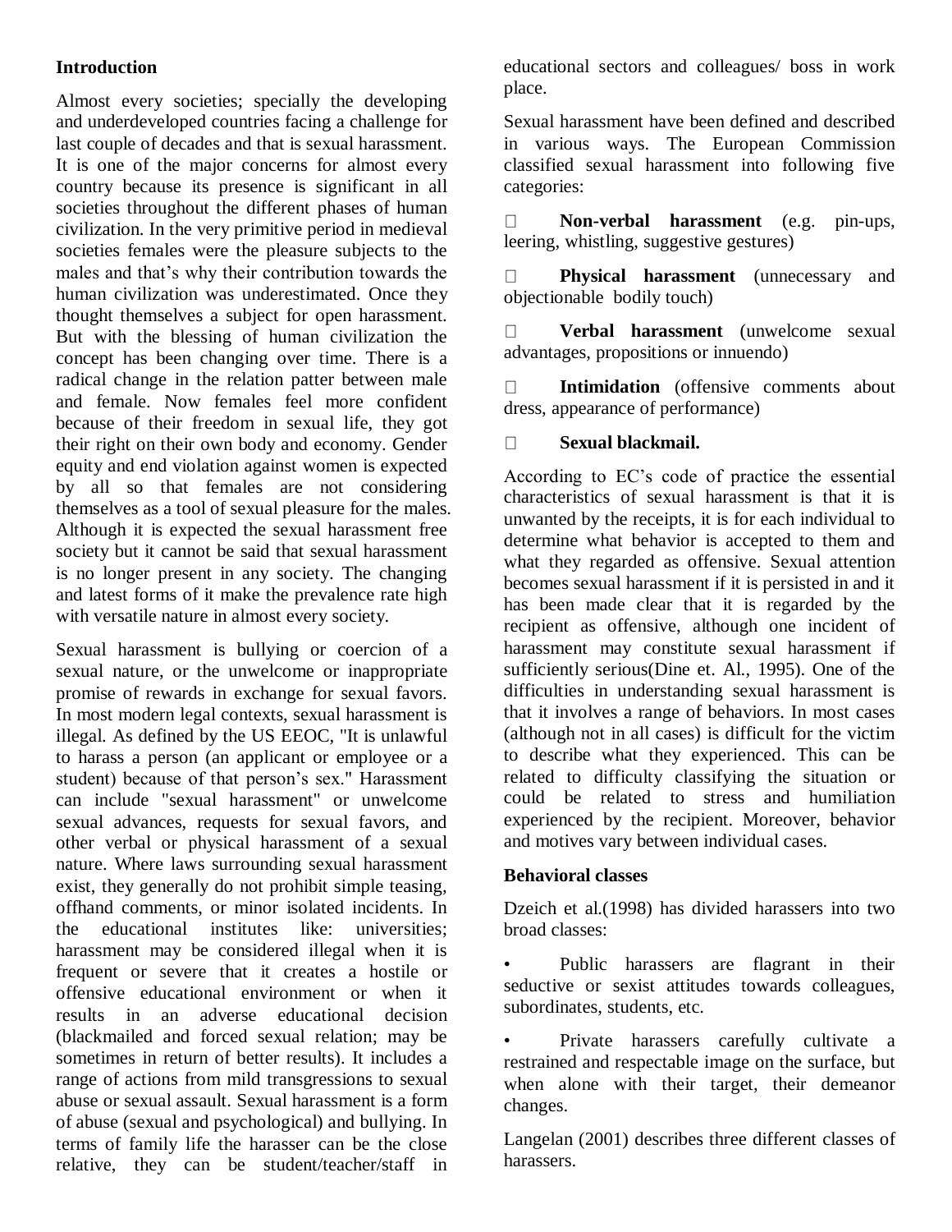## Introduction

Almost every societies; specially the developing and underdeveloped countries facing a challenge for last couple of decades and that is sexual harassment. It is one of the major concerns for almost every country because its presence is significant in all societies throughout the different phases of human civilization. In the very primitive period in medieval societies females were the pleasure subjects to the males and that's why their contribution towards the human civilization was underestimated. Once they thought themselves a subject for open harassment. But with the blessing of human civilization the concept has been changing over time. There is a radical change in the relation patter between male and female. Now females feel more confident because of their freedom in sexual life, they got their right on their own body and economy. Gender equity and end violation against women is expected by all so that females are not considering themselves as a tool of sexual pleasure for the males. Although it is expected the sexual harassment free society but it cannot be said that sexual harassment is no longer present in any society. The changing and latest forms of it make the prevalence rate high with versatile nature in almost every society.

Sexual harassment is bullying or coercion of a sexual nature, or the unwelcome or inappropriate promise of rewards in exchange for sexual favors. In most modern legal contexts, sexual harassment is illegal. As defined by the US EEOC, "It is unlawful to harass a person (an applicant or employee or a student) because of that person's sex." Harassment can include "sexual harassment" or unwelcome sexual advances, requests for sexual favors, and other verbal or physical harassment of a sexual nature. Where laws surrounding sexual harassment exist, they generally do not prohibit simple teasing, offhand comments, or minor isolated incidents. In the educational institutes like: universities; harassment may be considered illegal when it is frequent or severe that it creates a hostile or offensive educational environment or when it results in an adverse educational decision (blackmailed and forced sexual relation; may be sometimes in return of better results). It includes a range of actions from mild transgressions to sexual abuse or sexual assault. Sexual harassment is a form of abuse (sexual and psychological) and bullying. In terms of family life the harasser can be the close relative, they can be student/teacher/staff in educational sectors and colleagues/ boss in work place.

Sexual harassment have been defined and described in various ways. The European Commission classified sexual harassment into following five categories:

- **Non-verbal harassment** (e.g. pin-ups, leering, whistling, suggestive gestures)
- **Physical harassment** (unnecessary and objectionable bodily touch)
- **Verbal harassment** (unwelcome sexual advantages, propositions or innuendo)
- **Intimidation** (offensive comments about dress, appearance of performance)
- **Sexual blackmail.**

According to EC's code of practice the essential characteristics of sexual harassment is that it is unwanted by the receipts, it is for each individual to determine what behavior is accepted to them and what they regarded as offensive. Sexual attention becomes sexual harassment if it is persisted in and it has been made clear that it is regarded by the recipient as offensive, although one incident of harassment may constitute sexual harassment if sufficiently serious(Dine et. Al., 1995). One of the difficulties in understanding sexual harassment is that it involves a range of behaviors. In most cases (although not in all cases) is difficult for the victim to describe what they experienced. This can be related to difficulty classifying the situation or could be related to stress and humiliation experienced by the recipient. Moreover, behavior and motives vary between individual cases.

### Behavioral classes

Dzeich et al.(1998) has divided harassers into two broad classes:

- Public harassers are flagrant in their seductive or sexist attitudes towards colleagues, subordinates, students, etc.
- Private harassers carefully cultivate a restrained and respectable image on the surface, but when alone with their target, their demeanor changes.

Langelan (2001) describes three different classes of harassers.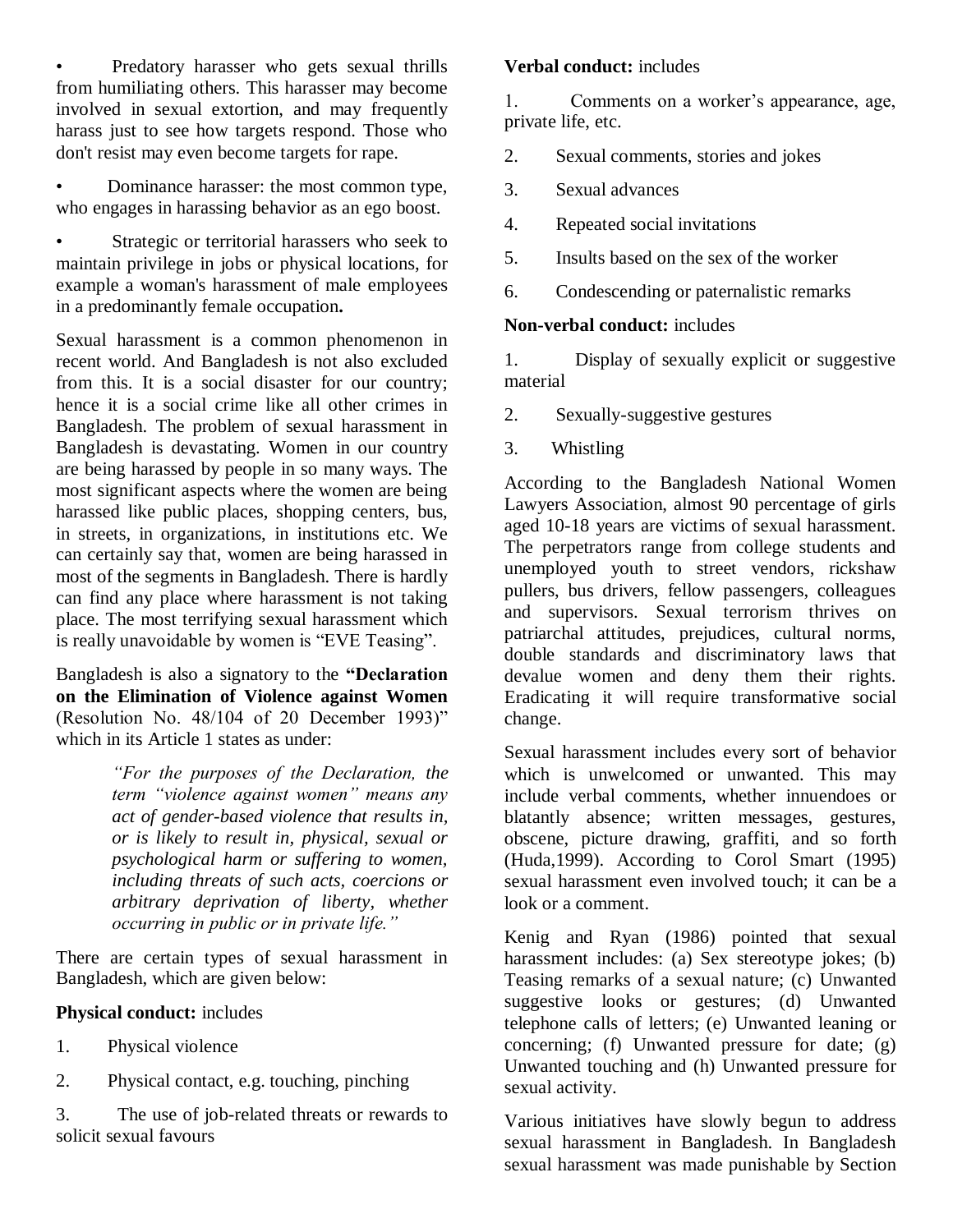- Predatory harasser who gets sexual thrills from humiliating others. This harasser may become involved in sexual extortion, and may frequently harass just to see how targets respond. Those who don't resist may even become targets for rape.
- Dominance harasser: the most common type, who engages in harassing behavior as an ego boost.
- Strategic or territorial harassers who seek to maintain privilege in jobs or physical locations, for example a woman's harassment of male employees in a predominantly female occupation**.**

Sexual harassment is a common phenomenon in recent world. And Bangladesh is not also excluded from this. It is a social disaster for our country; hence it is a social crime like all other crimes in Bangladesh. The problem of sexual harassment in Bangladesh is devastating. Women in our country are being harassed by people in so many ways. The most significant aspects where the women are being harassed like public places, shopping centers, bus, in streets, in organizations, in institutions etc. We can certainly say that, women are being harassed in most of the segments in Bangladesh. There is hardly can find any place where harassment is not taking place. The most terrifying sexual harassment which is really unavoidable by women is "EVE Teasing".

Bangladesh is also a signatory to the **"Declaration on the Elimination of Violence against Women** (Resolution No. 48/104 of 20 December 1993)" which in its Article 1 states as under:

> *"For the purposes of the Declaration, the term "violence against women" means any act of gender-based violence that results in, or is likely to result in, physical, sexual or psychological harm or suffering to women, including threats of such acts, coercions or arbitrary deprivation of liberty, whether occurring in public or in private life."*

There are certain types of sexual harassment in Bangladesh, which are given below:

**Physical conduct:** includes

1. Physical violence
2. Physical contact, e.g. touching, pinching
3. The use of job-related threats or rewards to solicit sexual favours

**Verbal conduct:** includes

1. Comments on a worker's appearance, age, private life, etc.
2. Sexual comments, stories and jokes
3. Sexual advances
4. Repeated social invitations
5. Insults based on the sex of the worker
6. Condescending or paternalistic remarks

**Non-verbal conduct:** includes

1. Display of sexually explicit or suggestive material
2. Sexually-suggestive gestures
3. Whistling

According to the Bangladesh National Women Lawyers Association, almost 90 percentage of girls aged 10-18 years are victims of sexual harassment. The perpetrators range from college students and unemployed youth to street vendors, rickshaw pullers, bus drivers, fellow passengers, colleagues and supervisors. Sexual terrorism thrives on patriarchal attitudes, prejudices, cultural norms, double standards and discriminatory laws that devalue women and deny them their rights. Eradicating it will require transformative social change.

Sexual harassment includes every sort of behavior which is unwelcomed or unwanted. This may include verbal comments, whether innuendoes or blatantly absence; written messages, gestures, obscene, picture drawing, graffiti, and so forth (Huda,1999). According to Corol Smart (1995) sexual harassment even involved touch; it can be a look or a comment.

Kenig and Ryan (1986) pointed that sexual harassment includes: (a) Sex stereotype jokes; (b) Teasing remarks of a sexual nature; (c) Unwanted suggestive looks or gestures; (d) Unwanted telephone calls of letters; (e) Unwanted leaning or concerning; (f) Unwanted pressure for date; (g) Unwanted touching and (h) Unwanted pressure for sexual activity.

Various initiatives have slowly begun to address sexual harassment in Bangladesh. In Bangladesh sexual harassment was made punishable by Section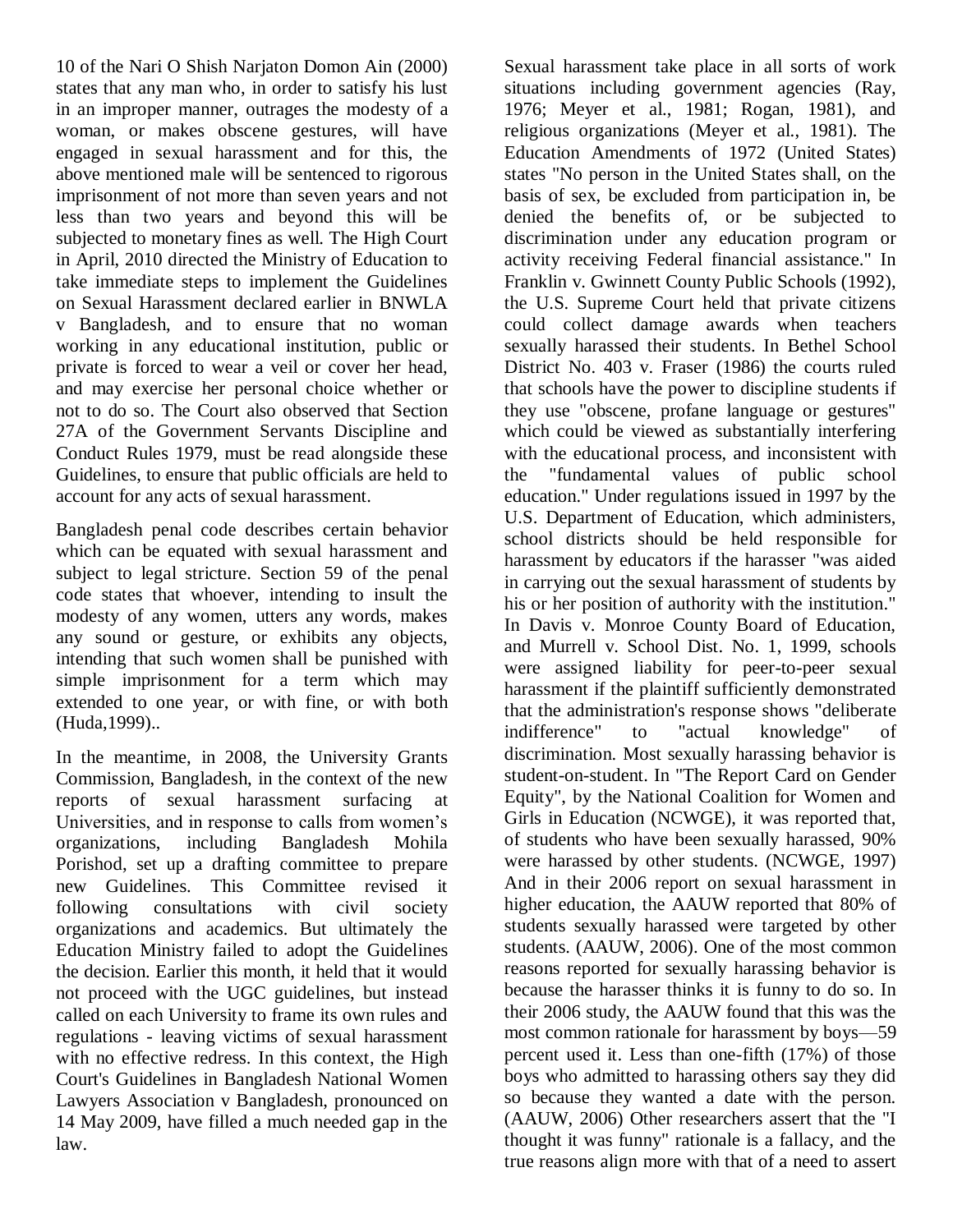10 of the Nari O Shish Narjaton Domon Ain (2000) states that any man who, in order to satisfy his lust in an improper manner, outrages the modesty of a woman, or makes obscene gestures, will have engaged in sexual harassment and for this, the above mentioned male will be sentenced to rigorous imprisonment of not more than seven years and not less than two years and beyond this will be subjected to monetary fines as well. The High Court in April, 2010 directed the Ministry of Education to take immediate steps to implement the Guidelines on Sexual Harassment declared earlier in BNWLA v Bangladesh, and to ensure that no woman working in any educational institution, public or private is forced to wear a veil or cover her head, and may exercise her personal choice whether or not to do so. The Court also observed that Section 27A of the Government Servants Discipline and Conduct Rules 1979, must be read alongside these Guidelines, to ensure that public officials are held to account for any acts of sexual harassment.

Bangladesh penal code describes certain behavior which can be equated with sexual harassment and subject to legal stricture. Section 59 of the penal code states that whoever, intending to insult the modesty of any women, utters any words, makes any sound or gesture, or exhibits any objects, intending that such women shall be punished with simple imprisonment for a term which may extended to one year, or with fine, or with both (Huda,1999)..

In the meantime, in 2008, the University Grants Commission, Bangladesh, in the context of the new reports of sexual harassment surfacing at Universities, and in response to calls from women's organizations, including Bangladesh Mohila Porishod, set up a drafting committee to prepare new Guidelines. This Committee revised it following consultations with civil society organizations and academics. But ultimately the Education Ministry failed to adopt the Guidelines the decision. Earlier this month, it held that it would not proceed with the UGC guidelines, but instead called on each University to frame its own rules and regulations - leaving victims of sexual harassment with no effective redress. In this context, the High Court's Guidelines in Bangladesh National Women Lawyers Association v Bangladesh, pronounced on 14 May 2009, have filled a much needed gap in the law.

Sexual harassment take place in all sorts of work situations including government agencies (Ray, 1976; Meyer et al., 1981; Rogan, 1981), and religious organizations (Meyer et al., 1981). The Education Amendments of 1972 (United States) states "No person in the United States shall, on the basis of sex, be excluded from participation in, be denied the benefits of, or be subjected to discrimination under any education program or activity receiving Federal financial assistance." In Franklin v. Gwinnett County Public Schools (1992), the U.S. Supreme Court held that private citizens could collect damage awards when teachers sexually harassed their students. In Bethel School District No. 403 v. Fraser (1986) the courts ruled that schools have the power to discipline students if they use "obscene, profane language or gestures" which could be viewed as substantially interfering with the educational process, and inconsistent with the "fundamental values of public school education." Under regulations issued in 1997 by the U.S. Department of Education, which administers, school districts should be held responsible for harassment by educators if the harasser "was aided in carrying out the sexual harassment of students by his or her position of authority with the institution." In Davis v. Monroe County Board of Education, and Murrell v. School Dist. No. 1, 1999, schools were assigned liability for peer-to-peer sexual harassment if the plaintiff sufficiently demonstrated that the administration's response shows "deliberate indifference" to "actual knowledge" of discrimination. Most sexually harassing behavior is student-on-student. In "The Report Card on Gender Equity", by the National Coalition for Women and Girls in Education (NCWGE), it was reported that, of students who have been sexually harassed, 90% were harassed by other students. (NCWGE, 1997) And in their 2006 report on sexual harassment in higher education, the AAUW reported that 80% of students sexually harassed were targeted by other students. (AAUW, 2006). One of the most common reasons reported for sexually harassing behavior is because the harasser thinks it is funny to do so. In their 2006 study, the AAUW found that this was the most common rationale for harassment by boys—59 percent used it. Less than one-fifth (17%) of those boys who admitted to harassing others say they did so because they wanted a date with the person. (AAUW, 2006) Other researchers assert that the "I thought it was funny" rationale is a fallacy, and the true reasons align more with that of a need to assert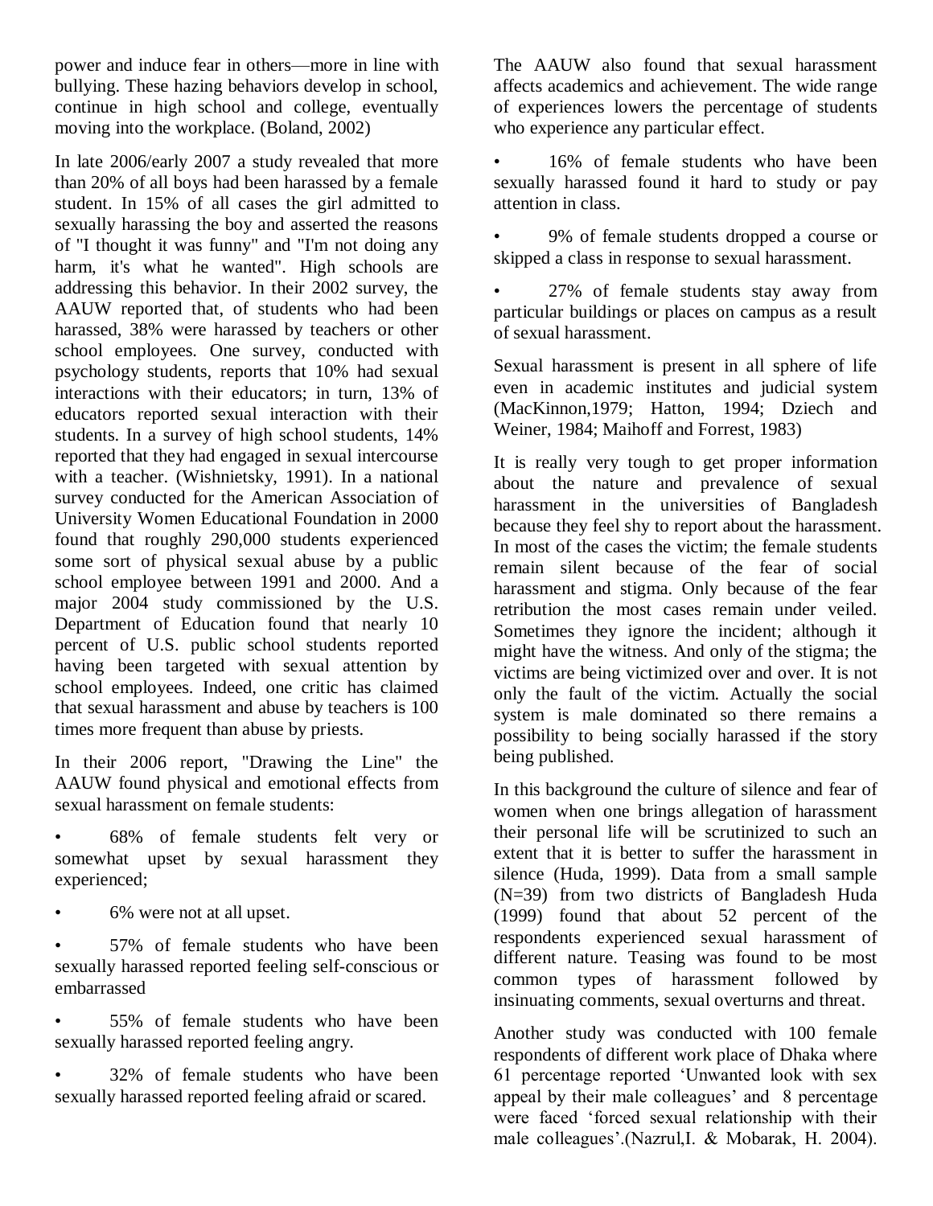power and induce fear in others—more in line with bullying. These hazing behaviors develop in school, continue in high school and college, eventually moving into the workplace. (Boland, 2002)

In late 2006/early 2007 a study revealed that more than 20% of all boys had been harassed by a female student. In 15% of all cases the girl admitted to sexually harassing the boy and asserted the reasons of "I thought it was funny" and "I'm not doing any harm, it's what he wanted". High schools are addressing this behavior. In their 2002 survey, the AAUW reported that, of students who had been harassed, 38% were harassed by teachers or other school employees. One survey, conducted with psychology students, reports that 10% had sexual interactions with their educators; in turn, 13% of educators reported sexual interaction with their students. In a survey of high school students, 14% reported that they had engaged in sexual intercourse with a teacher. (Wishnietsky, 1991). In a national survey conducted for the American Association of University Women Educational Foundation in 2000 found that roughly 290,000 students experienced some sort of physical sexual abuse by a public school employee between 1991 and 2000. And a major 2004 study commissioned by the U.S. Department of Education found that nearly 10 percent of U.S. public school students reported having been targeted with sexual attention by school employees. Indeed, one critic has claimed that sexual harassment and abuse by teachers is 100 times more frequent than abuse by priests.

In their 2006 report, "Drawing the Line" the AAUW found physical and emotional effects from sexual harassment on female students:

- 68% of female students felt very or somewhat upset by sexual harassment they experienced;
- 6% were not at all upset.
- 57% of female students who have been sexually harassed reported feeling self-conscious or embarrassed
- 55% of female students who have been sexually harassed reported feeling angry.
- 32% of female students who have been sexually harassed reported feeling afraid or scared.

The AAUW also found that sexual harassment affects academics and achievement. The wide range of experiences lowers the percentage of students who experience any particular effect.

- 16% of female students who have been sexually harassed found it hard to study or pay attention in class.
- 9% of female students dropped a course or skipped a class in response to sexual harassment.
- 27% of female students stay away from particular buildings or places on campus as a result of sexual harassment.

Sexual harassment is present in all sphere of life even in academic institutes and judicial system (MacKinnon,1979; Hatton, 1994; Dziech and Weiner, 1984; Maihoff and Forrest, 1983)

It is really very tough to get proper information about the nature and prevalence of sexual harassment in the universities of Bangladesh because they feel shy to report about the harassment. In most of the cases the victim; the female students remain silent because of the fear of social harassment and stigma. Only because of the fear retribution the most cases remain under veiled. Sometimes they ignore the incident; although it might have the witness. And only of the stigma; the victims are being victimized over and over. It is not only the fault of the victim. Actually the social system is male dominated so there remains a possibility to being socially harassed if the story being published.

In this background the culture of silence and fear of women when one brings allegation of harassment their personal life will be scrutinized to such an extent that it is better to suffer the harassment in silence (Huda, 1999). Data from a small sample (N=39) from two districts of Bangladesh Huda (1999) found that about 52 percent of the respondents experienced sexual harassment of different nature. Teasing was found to be most common types of harassment followed by insinuating comments, sexual overturns and threat.

Another study was conducted with 100 female respondents of different work place of Dhaka where 61 percentage reported 'Unwanted look with sex appeal by their male colleagues' and 8 percentage were faced 'forced sexual relationship with their male colleagues'.(Nazrul,I. & Mobarak, H. 2004).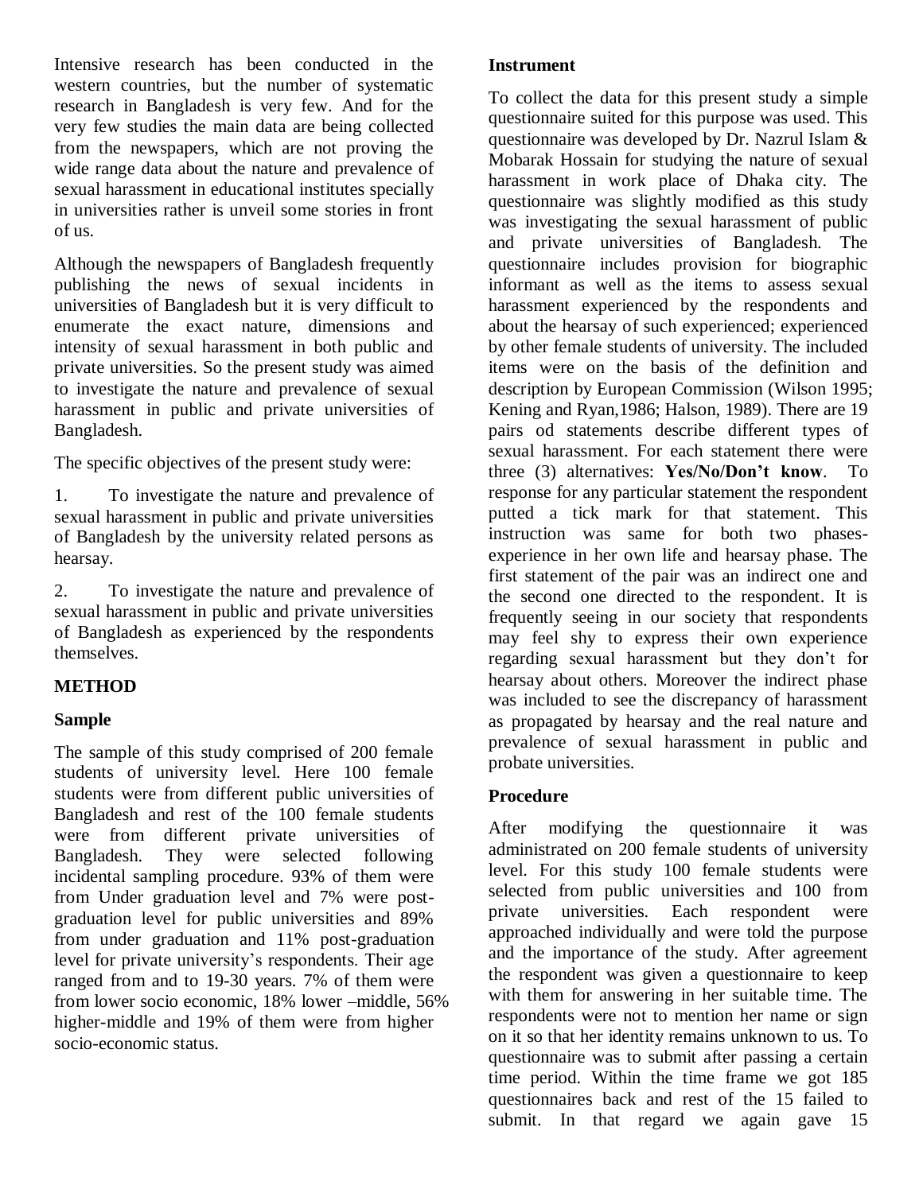Intensive research has been conducted in the western countries, but the number of systematic research in Bangladesh is very few. And for the very few studies the main data are being collected from the newspapers, which are not proving the wide range data about the nature and prevalence of sexual harassment in educational institutes specially in universities rather is unveil some stories in front of us.

Although the newspapers of Bangladesh frequently publishing the news of sexual incidents in universities of Bangladesh but it is very difficult to enumerate the exact nature, dimensions and intensity of sexual harassment in both public and private universities. So the present study was aimed to investigate the nature and prevalence of sexual harassment in public and private universities of Bangladesh.

The specific objectives of the present study were:

1. To investigate the nature and prevalence of sexual harassment in public and private universities of Bangladesh by the university related persons as hearsay.

2. To investigate the nature and prevalence of sexual harassment in public and private universities of Bangladesh as experienced by the respondents themselves.

## METHOD

### Sample

The sample of this study comprised of 200 female students of university level. Here 100 female students were from different public universities of Bangladesh and rest of the 100 female students were from different private universities of Bangladesh. They were selected following incidental sampling procedure. 93% of them were from Under graduation level and 7% were post-graduation level for public universities and 89% from under graduation and 11% post-graduation level for private university's respondents. Their age ranged from and to 19-30 years. 7% of them were from lower socio economic, 18% lower –middle, 56% higher-middle and 19% of them were from higher socio-economic status.

### Instrument

To collect the data for this present study a simple questionnaire suited for this purpose was used. This questionnaire was developed by Dr. Nazrul Islam & Mobarak Hossain for studying the nature of sexual harassment in work place of Dhaka city. The questionnaire was slightly modified as this study was investigating the sexual harassment of public and private universities of Bangladesh. The questionnaire includes provision for biographic informant as well as the items to assess sexual harassment experienced by the respondents and about the hearsay of such experienced; experienced by other female students of university. The included items were on the basis of the definition and description by European Commission (Wilson 1995; Kening and Ryan,1986; Halson, 1989). There are 19 pairs od statements describe different types of sexual harassment. For each statement there were three (3) alternatives: **Yes/No/Don't know**. To response for any particular statement the respondent putted a tick mark for that statement. This instruction was same for both two phases-experience in her own life and hearsay phase. The first statement of the pair was an indirect one and the second one directed to the respondent. It is frequently seeing in our society that respondents may feel shy to express their own experience regarding sexual harassment but they don't for hearsay about others. Moreover the indirect phase was included to see the discrepancy of harassment as propagated by hearsay and the real nature and prevalence of sexual harassment in public and probate universities.

### Procedure

After modifying the questionnaire it was administrated on 200 female students of university level. For this study 100 female students were selected from public universities and 100 from private universities. Each respondent were approached individually and were told the purpose and the importance of the study. After agreement the respondent was given a questionnaire to keep with them for answering in her suitable time. The respondents were not to mention her name or sign on it so that her identity remains unknown to us. To questionnaire was to submit after passing a certain time period. Within the time frame we got 185 questionnaires back and rest of the 15 failed to submit. In that regard we again gave 15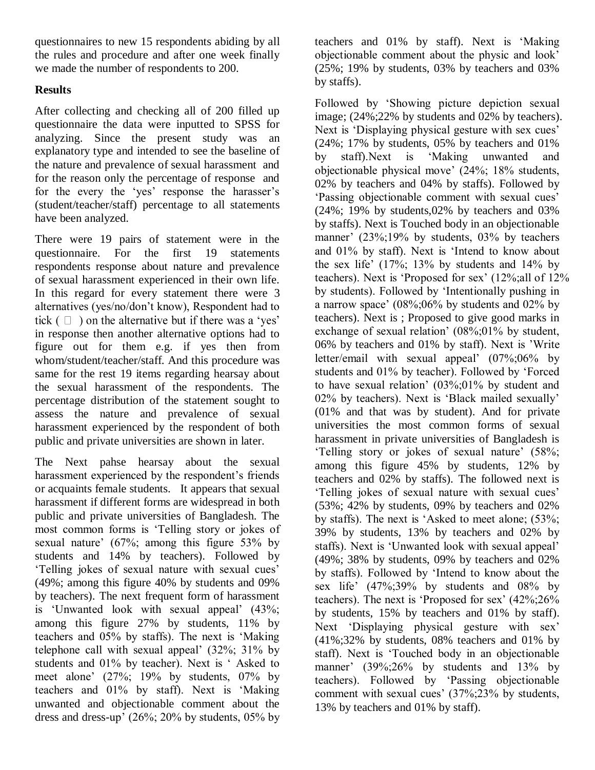questionnaires to new 15 respondents abiding by all the rules and procedure and after one week finally we made the number of respondents to 200.

**Results**

After collecting and checking all of 200 filled up questionnaire the data were inputted to SPSS for analyzing. Since the present study was an explanatory type and intended to see the baseline of the nature and prevalence of sexual harassment and for the reason only the percentage of response and for the every the 'yes' response the harasser's (student/teacher/staff) percentage to all statements have been analyzed.

There were 19 pairs of statement were in the questionnaire. For the first 19 statements respondents response about nature and prevalence of sexual harassment experienced in their own life. In this regard for every statement there were 3 alternatives (yes/no/don't know), Respondent had to tick ( □ ) on the alternative but if there was a 'yes' in response then another alternative options had to figure out for them e.g. if yes then from whom/student/teacher/staff. And this procedure was same for the rest 19 items regarding hearsay about the sexual harassment of the respondents. The percentage distribution of the statement sought to assess the nature and prevalence of sexual harassment experienced by the respondent of both public and private universities are shown in later.

The Next pahse hearsay about the sexual harassment experienced by the respondent's friends or acquaints female students. It appears that sexual harassment if different forms are widespread in both public and private universities of Bangladesh. The most common forms is 'Telling story or jokes of sexual nature' (67%; among this figure 53% by students and 14% by teachers). Followed by 'Telling jokes of sexual nature with sexual cues' (49%; among this figure 40% by students and 09% by teachers). The next frequent form of harassment is 'Unwanted look with sexual appeal' (43%; among this figure 27% by students, 11% by teachers and 05% by staffs). The next is 'Making telephone call with sexual appeal' (32%; 31% by students and 01% by teacher). Next is ' Asked to meet alone' (27%; 19% by students, 07% by teachers and 01% by staff). Next is 'Making unwanted and objectionable comment about the dress and dress-up' (26%; 20% by students, 05% by teachers and 01% by staff). Next is 'Making objectionable comment about the physic and look' (25%; 19% by students, 03% by teachers and 03% by staffs).

Followed by 'Showing picture depiction sexual image; (24%;22% by students and 02% by teachers). Next is 'Displaying physical gesture with sex cues' (24%; 17% by students, 05% by teachers and 01% by staff).Next is 'Making unwanted and objectionable physical move' (24%; 18% students, 02% by teachers and 04% by staffs). Followed by 'Passing objectionable comment with sexual cues' (24%; 19% by students,02% by teachers and 03% by staffs). Next is Touched body in an objectionable manner' (23%;19% by students, 03% by teachers and 01% by staff). Next is 'Intend to know about the sex life' (17%; 13% by students and 14% by teachers). Next is 'Proposed for sex' (12%;all of 12% by students). Followed by 'Intentionally pushing in a narrow space' (08%;06% by students and 02% by teachers). Next is ; Proposed to give good marks in exchange of sexual relation' (08%;01% by student, 06% by teachers and 01% by staff). Next is 'Write letter/email with sexual appeal' (07%;06% by students and 01% by teacher). Followed by 'Forced to have sexual relation' (03%;01% by student and 02% by teachers). Next is 'Black mailed sexually' (01% and that was by student). And for private universities the most common forms of sexual harassment in private universities of Bangladesh is 'Telling story or jokes of sexual nature' (58%; among this figure 45% by students, 12% by teachers and 02% by staffs). The followed next is 'Telling jokes of sexual nature with sexual cues' (53%; 42% by students, 09% by teachers and 02% by staffs). The next is 'Asked to meet alone; (53%; 39% by students, 13% by teachers and 02% by staffs). Next is 'Unwanted look with sexual appeal' (49%; 38% by students, 09% by teachers and 02% by staffs). Followed by 'Intend to know about the sex life' (47%;39% by students and 08% by teachers). The next is 'Proposed for sex' (42%;26% by students, 15% by teachers and 01% by staff). Next 'Displaying physical gesture with sex' (41%;32% by students, 08% teachers and 01% by staff). Next is 'Touched body in an objectionable manner' (39%;26% by students and 13% by teachers). Followed by 'Passing objectionable comment with sexual cues' (37%;23% by students, 13% by teachers and 01% by staff).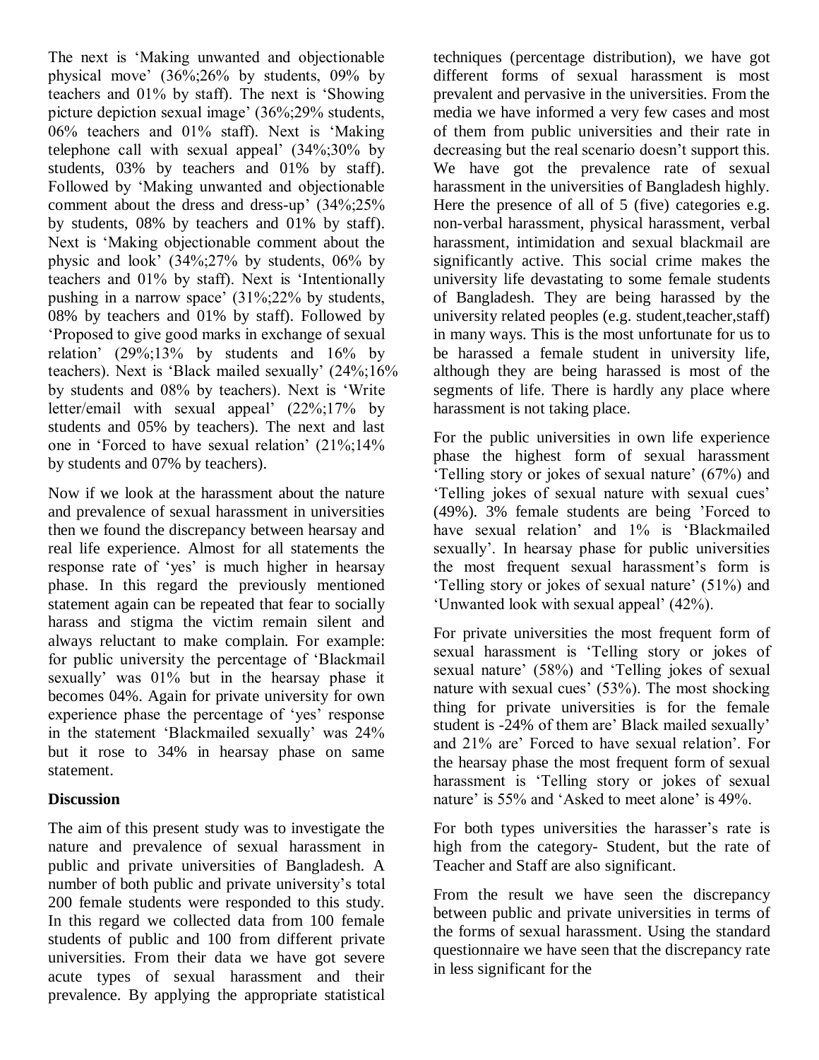The next is 'Making unwanted and objectionable physical move' (36%;26% by students, 09% by teachers and 01% by staff). The next is 'Showing picture depiction sexual image' (36%;29% students, 06% teachers and 01% staff). Next is 'Making telephone call with sexual appeal' (34%;30% by students, 03% by teachers and 01% by staff). Followed by 'Making unwanted and objectionable comment about the dress and dress-up' (34%;25% by students, 08% by teachers and 01% by staff). Next is 'Making objectionable comment about the physic and look' (34%;27% by students, 06% by teachers and 01% by staff). Next is 'Intentionally pushing in a narrow space' (31%;22% by students, 08% by teachers and 01% by staff). Followed by 'Proposed to give good marks in exchange of sexual relation' (29%;13% by students and 16% by teachers). Next is 'Black mailed sexually' (24%;16% by students and 08% by teachers). Next is 'Write letter/email with sexual appeal' (22%;17% by students and 05% by teachers). The next and last one in 'Forced to have sexual relation' (21%;14% by students and 07% by teachers).

Now if we look at the harassment about the nature and prevalence of sexual harassment in universities then we found the discrepancy between hearsay and real life experience. Almost for all statements the response rate of 'yes' is much higher in hearsay phase. In this regard the previously mentioned statement again can be repeated that fear to socially harass and stigma the victim remain silent and always reluctant to make complain. For example: for public university the percentage of 'Blackmail sexually' was 01% but in the hearsay phase it becomes 04%. Again for private university for own experience phase the percentage of 'yes' response in the statement 'Blackmailed sexually' was 24% but it rose to 34% in hearsay phase on same statement.

**Discussion**

The aim of this present study was to investigate the nature and prevalence of sexual harassment in public and private universities of Bangladesh. A number of both public and private university's total 200 female students were responded to this study. In this regard we collected data from 100 female students of public and 100 from different private universities. From their data we have got severe acute types of sexual harassment and their prevalence. By applying the appropriate statistical techniques (percentage distribution), we have got different forms of sexual harassment is most prevalent and pervasive in the universities. From the media we have informed a very few cases and most of them from public universities and their rate in decreasing but the real scenario doesn't support this. We have got the prevalence rate of sexual harassment in the universities of Bangladesh highly. Here the presence of all of 5 (five) categories e.g. non-verbal harassment, physical harassment, verbal harassment, intimidation and sexual blackmail are significantly active. This social crime makes the university life devastating to some female students of Bangladesh. They are being harassed by the university related peoples (e.g. student,teacher,staff) in many ways. This is the most unfortunate for us to be harassed a female student in university life, although they are being harassed is most of the segments of life. There is hardly any place where harassment is not taking place.

For the public universities in own life experience phase the highest form of sexual harassment 'Telling story or jokes of sexual nature' (67%) and 'Telling jokes of sexual nature with sexual cues' (49%). 3% female students are being 'Forced to have sexual relation' and 1% is 'Blackmailed sexually'. In hearsay phase for public universities the most frequent sexual harassment's form is 'Telling story or jokes of sexual nature' (51%) and 'Unwanted look with sexual appeal' (42%).

For private universities the most frequent form of sexual harassment is 'Telling story or jokes of sexual nature' (58%) and 'Telling jokes of sexual nature with sexual cues' (53%). The most shocking thing for private universities is for the female student is -24% of them are' Black mailed sexually' and 21% are' Forced to have sexual relation'. For the hearsay phase the most frequent form of sexual harassment is 'Telling story or jokes of sexual nature' is 55% and 'Asked to meet alone' is 49%.

For both types universities the harasser's rate is high from the category- Student, but the rate of Teacher and Staff are also significant.

From the result we have seen the discrepancy between public and private universities in terms of the forms of sexual harassment. Using the standard questionnaire we have seen that the discrepancy rate in less significant for the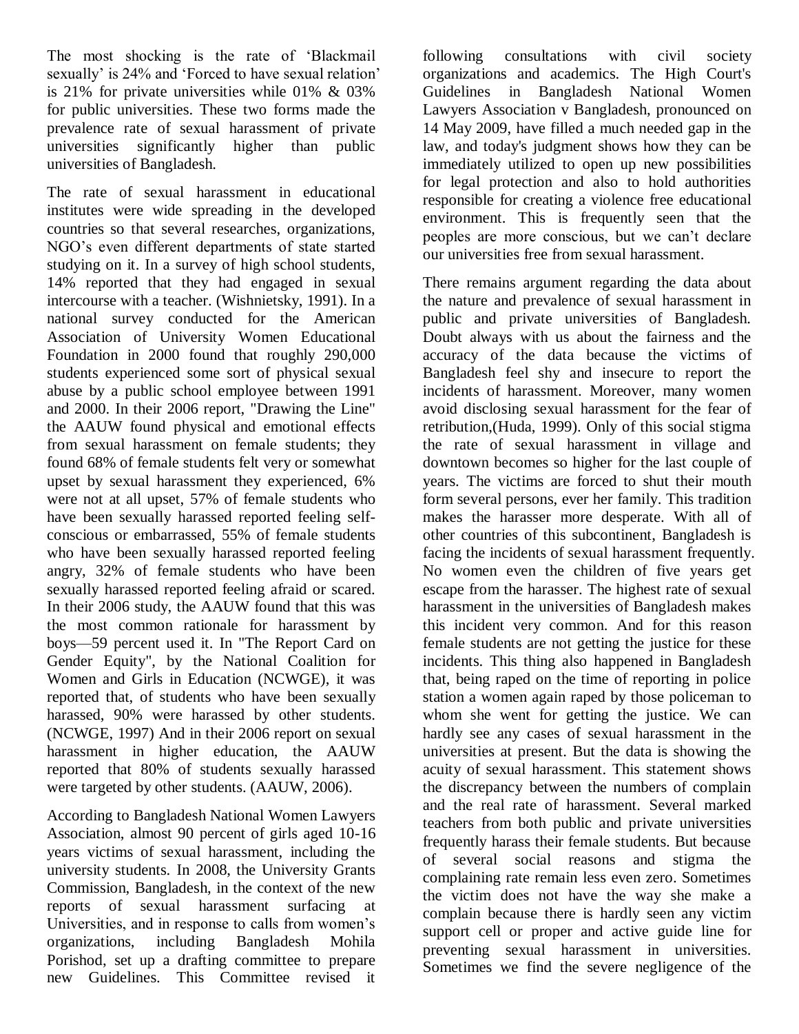The most shocking is the rate of 'Blackmail sexually' is 24% and 'Forced to have sexual relation' is 21% for private universities while 01% & 03% for public universities. These two forms made the prevalence rate of sexual harassment of private universities significantly higher than public universities of Bangladesh.

The rate of sexual harassment in educational institutes were wide spreading in the developed countries so that several researches, organizations, NGO's even different departments of state started studying on it. In a survey of high school students, 14% reported that they had engaged in sexual intercourse with a teacher. (Wishnietsky, 1991). In a national survey conducted for the American Association of University Women Educational Foundation in 2000 found that roughly 290,000 students experienced some sort of physical sexual abuse by a public school employee between 1991 and 2000. In their 2006 report, "Drawing the Line" the AAUW found physical and emotional effects from sexual harassment on female students; they found 68% of female students felt very or somewhat upset by sexual harassment they experienced, 6% were not at all upset, 57% of female students who have been sexually harassed reported feeling self-conscious or embarrassed, 55% of female students who have been sexually harassed reported feeling angry, 32% of female students who have been sexually harassed reported feeling afraid or scared. In their 2006 study, the AAUW found that this was the most common rationale for harassment by boys—59 percent used it. In "The Report Card on Gender Equity", by the National Coalition for Women and Girls in Education (NCWGE), it was reported that, of students who have been sexually harassed, 90% were harassed by other students. (NCWGE, 1997) And in their 2006 report on sexual harassment in higher education, the AAUW reported that 80% of students sexually harassed were targeted by other students. (AAUW, 2006).

According to Bangladesh National Women Lawyers Association, almost 90 percent of girls aged 10-16 years victims of sexual harassment, including the university students. In 2008, the University Grants Commission, Bangladesh, in the context of the new reports of sexual harassment surfacing at Universities, and in response to calls from women's organizations, including Bangladesh Mohila Porishod, set up a drafting committee to prepare new Guidelines. This Committee revised it following consultations with civil society organizations and academics. The High Court's Guidelines in Bangladesh National Women Lawyers Association v Bangladesh, pronounced on 14 May 2009, have filled a much needed gap in the law, and today's judgment shows how they can be immediately utilized to open up new possibilities for legal protection and also to hold authorities responsible for creating a violence free educational environment. This is frequently seen that the peoples are more conscious, but we can't declare our universities free from sexual harassment.

There remains argument regarding the data about the nature and prevalence of sexual harassment in public and private universities of Bangladesh. Doubt always with us about the fairness and the accuracy of the data because the victims of Bangladesh feel shy and insecure to report the incidents of harassment. Moreover, many women avoid disclosing sexual harassment for the fear of retribution,(Huda, 1999). Only of this social stigma the rate of sexual harassment in village and downtown becomes so higher for the last couple of years. The victims are forced to shut their mouth form several persons, ever her family. This tradition makes the harasser more desperate. With all of other countries of this subcontinent, Bangladesh is facing the incidents of sexual harassment frequently. No women even the children of five years get escape from the harasser. The highest rate of sexual harassment in the universities of Bangladesh makes this incident very common. And for this reason female students are not getting the justice for these incidents. This thing also happened in Bangladesh that, being raped on the time of reporting in police station a women again raped by those policeman to whom she went for getting the justice. We can hardly see any cases of sexual harassment in the universities at present. But the data is showing the acuity of sexual harassment. This statement shows the discrepancy between the numbers of complain and the real rate of harassment. Several marked teachers from both public and private universities frequently harass their female students. But because of several social reasons and stigma the complaining rate remain less even zero. Sometimes the victim does not have the way she make a complain because there is hardly seen any victim support cell or proper and active guide line for preventing sexual harassment in universities. Sometimes we find the severe negligence of the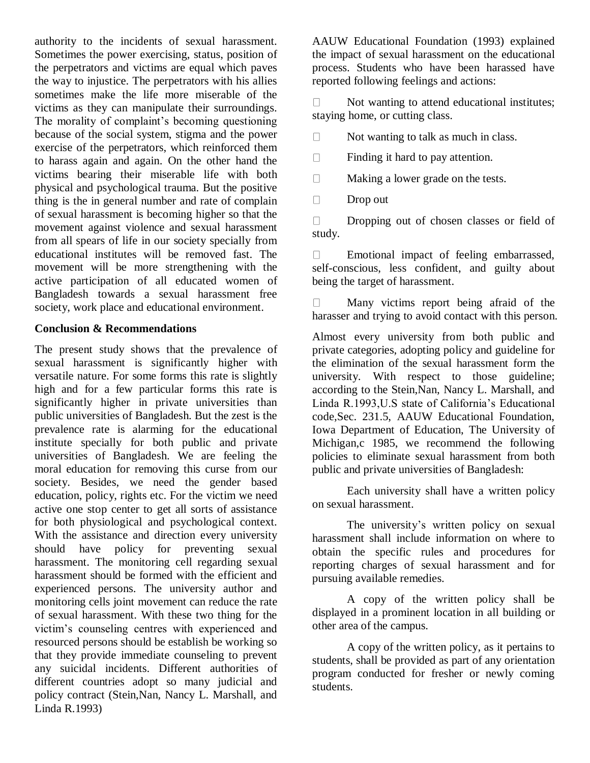authority to the incidents of sexual harassment. Sometimes the power exercising, status, position of the perpetrators and victims are equal which paves the way to injustice. The perpetrators with his allies sometimes make the life more miserable of the victims as they can manipulate their surroundings. The morality of complaint's becoming questioning because of the social system, stigma and the power exercise of the perpetrators, which reinforced them to harass again and again. On the other hand the victims bearing their miserable life with both physical and psychological trauma. But the positive thing is the in general number and rate of complain of sexual harassment is becoming higher so that the movement against violence and sexual harassment from all spears of life in our society specially from educational institutes will be removed fast. The movement will be more strengthening with the active participation of all educated women of Bangladesh towards a sexual harassment free society, work place and educational environment.

**Conclusion & Recommendations**

The present study shows that the prevalence of sexual harassment is significantly higher with versatile nature. For some forms this rate is slightly high and for a few particular forms this rate is significantly higher in private universities than public universities of Bangladesh. But the zest is the prevalence rate is alarming for the educational institute specially for both public and private universities of Bangladesh. We are feeling the moral education for removing this curse from our society. Besides, we need the gender based education, policy, rights etc. For the victim we need active one stop center to get all sorts of assistance for both physiological and psychological context. With the assistance and direction every university should have policy for preventing sexual harassment. The monitoring cell regarding sexual harassment should be formed with the efficient and experienced persons. The university author and monitoring cells joint movement can reduce the rate of sexual harassment. With these two thing for the victim's counseling centres with experienced and resourced persons should be establish be working so that they provide immediate counseling to prevent any suicidal incidents. Different authorities of different countries adopt so many judicial and policy contract (Stein,Nan, Nancy L. Marshall, and Linda R.1993)

AAUW Educational Foundation (1993) explained the impact of sexual harassment on the educational process. Students who have been harassed have reported following feelings and actions:

- Not wanting to attend educational institutes; staying home, or cutting class.
- Not wanting to talk as much in class.
- Finding it hard to pay attention.
- Making a lower grade on the tests.
- Drop out
- Dropping out of chosen classes or field of study.
- Emotional impact of feeling embarrassed, self-conscious, less confident, and guilty about being the target of harassment.
- Many victims report being afraid of the harasser and trying to avoid contact with this person.

Almost every university from both public and private categories, adopting policy and guideline for the elimination of the sexual harassment form the university. With respect to those guideline; according to the Stein,Nan, Nancy L. Marshall, and Linda R.1993,U.S state of California's Educational code,Sec. 231.5, AAUW Educational Foundation, Iowa Department of Education, The University of Michigan,c 1985, we recommend the following policies to eliminate sexual harassment from both public and private universities of Bangladesh:

Each university shall have a written policy on sexual harassment.

The university's written policy on sexual harassment shall include information on where to obtain the specific rules and procedures for reporting charges of sexual harassment and for pursuing available remedies.

A copy of the written policy shall be displayed in a prominent location in all building or other area of the campus.

A copy of the written policy, as it pertains to students, shall be provided as part of any orientation program conducted for fresher or newly coming students.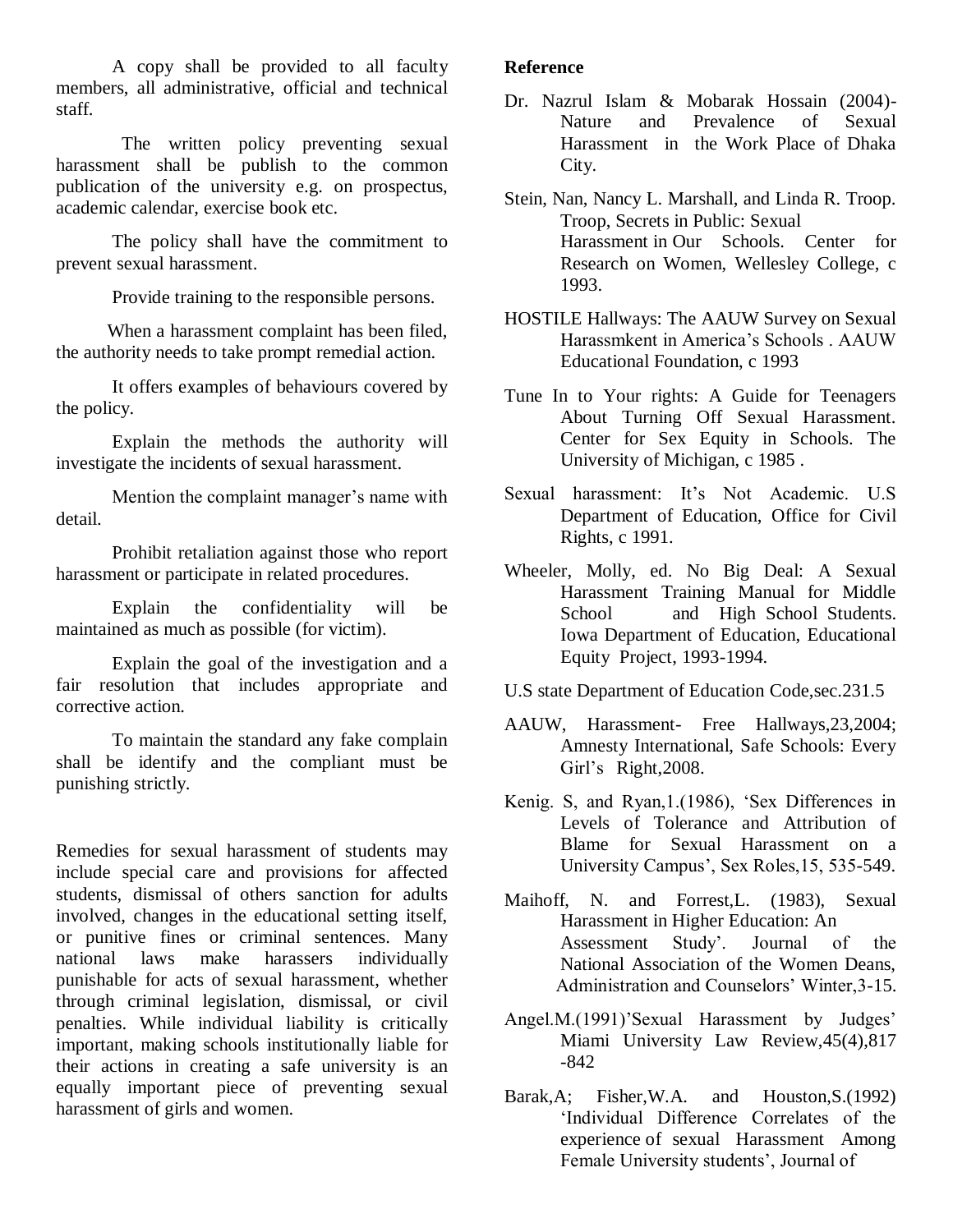A copy shall be provided to all faculty members, all administrative, official and technical staff.

The written policy preventing sexual harassment shall be publish to the common publication of the university e.g. on prospectus, academic calendar, exercise book etc.

The policy shall have the commitment to prevent sexual harassment.

Provide training to the responsible persons.

When a harassment complaint has been filed, the authority needs to take prompt remedial action.

It offers examples of behaviours covered by the policy.

Explain the methods the authority will investigate the incidents of sexual harassment.

Mention the complaint manager's name with detail.

Prohibit retaliation against those who report harassment or participate in related procedures.

Explain the confidentiality will be maintained as much as possible (for victim).

Explain the goal of the investigation and a fair resolution that includes appropriate and corrective action.

To maintain the standard any fake complain shall be identify and the compliant must be punishing strictly.

Remedies for sexual harassment of students may include special care and provisions for affected students, dismissal of others sanction for adults involved, changes in the educational setting itself, or punitive fines or criminal sentences. Many national laws make harassers individually punishable for acts of sexual harassment, whether through criminal legislation, dismissal, or civil penalties. While individual liability is critically important, making schools institutionally liable for their actions in creating a safe university is an equally important piece of preventing sexual harassment of girls and women.

**Reference**

Dr. Nazrul Islam & Mobarak Hossain (2004)- Nature and Prevalence of Sexual Harassment in the Work Place of Dhaka City.

Stein, Nan, Nancy L. Marshall, and Linda R. Troop. Troop, Secrets in Public: Sexual Harassment in Our Schools. Center for Research on Women, Wellesley College, c 1993.

HOSTILE Hallways: The AAUW Survey on Sexual Harassmkent in America's Schools . AAUW Educational Foundation, c 1993

Tune In to Your rights: A Guide for Teenagers About Turning Off Sexual Harassment. Center for Sex Equity in Schools. The University of Michigan, c 1985 .

Sexual harassment: It's Not Academic. U.S Department of Education, Office for Civil Rights, c 1991.

Wheeler, Molly, ed. No Big Deal: A Sexual Harassment Training Manual for Middle School and High School Students. Iowa Department of Education, Educational Equity Project, 1993-1994.

U.S state Department of Education Code,sec.231.5

AAUW, Harassment- Free Hallways,23,2004; Amnesty International, Safe Schools: Every Girl's Right,2008.

Kenig. S, and Ryan,1.(1986), 'Sex Differences in Levels of Tolerance and Attribution of Blame for Sexual Harassment on a University Campus', Sex Roles,15, 535-549.

Maihoff, N. and Forrest,L. (1983), Sexual Harassment in Higher Education: An Assessment Study'. Journal of the National Association of the Women Deans, Administration and Counselors' Winter,3-15.

Angel.M.(1991)'Sexual Harassment by Judges' Miami University Law Review,45(4),817 -842

Barak,A; Fisher,W.A. and Houston,S.(1992) 'Individual Difference Correlates of the experience of sexual Harassment Among Female University students', Journal of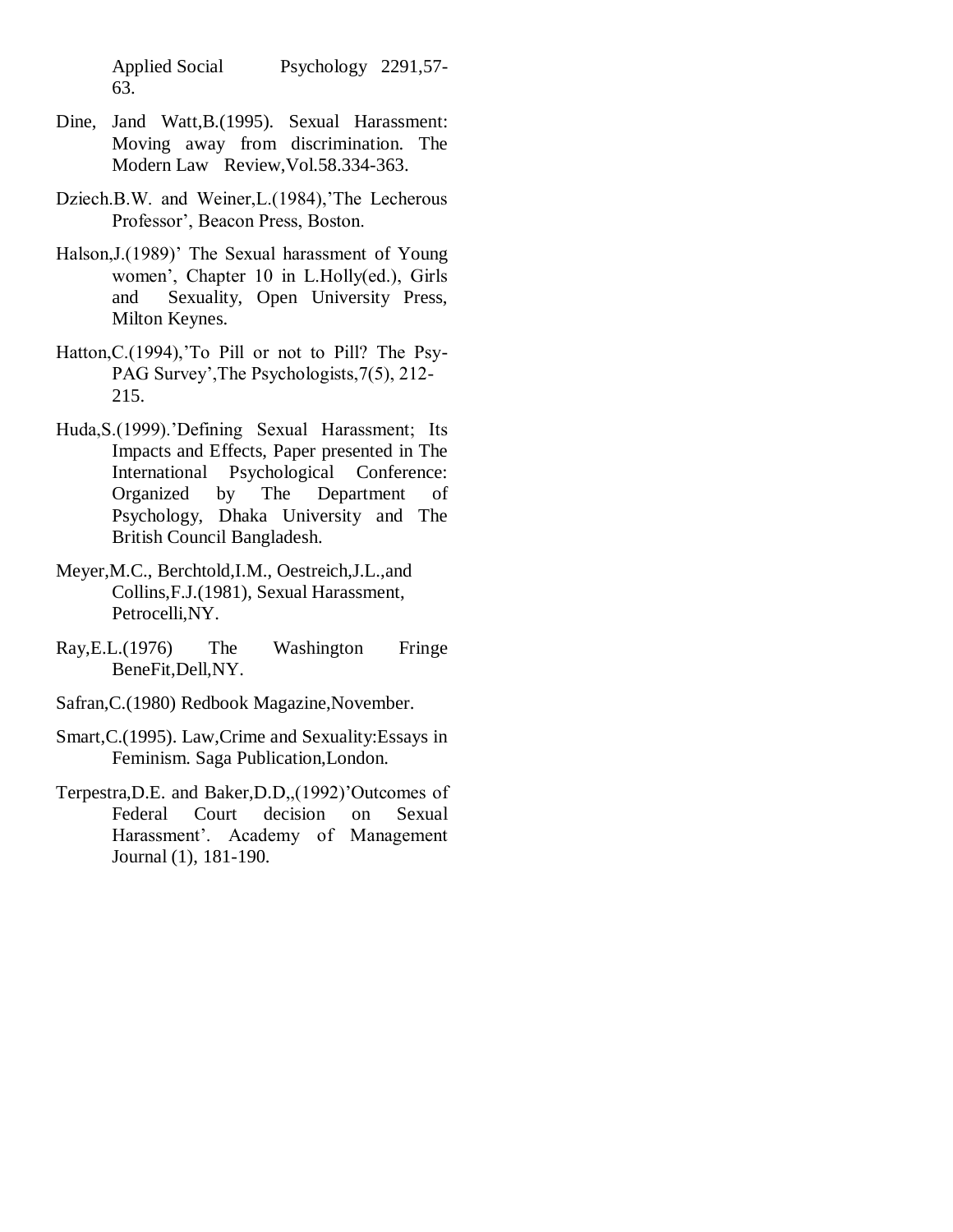Applied Social Psychology 2291,57-63.

Dine, Jand Watt,B.(1995). Sexual Harassment: Moving away from discrimination. The Modern Law Review,Vol.58.334-363.

Dziech.B.W. and Weiner,L.(1984),'The Lecherous Professor', Beacon Press, Boston.

Halson,J.(1989)' The Sexual harassment of Young women', Chapter 10 in L.Holly(ed.), Girls and Sexuality, Open University Press, Milton Keynes.

Hatton,C.(1994),'To Pill or not to Pill? The Psy-PAG Survey',The Psychologists,7(5), 212-215.

Huda,S.(1999).'Defining Sexual Harassment; Its Impacts and Effects, Paper presented in The International Psychological Conference: Organized by The Department of Psychology, Dhaka University and The British Council Bangladesh.

Meyer,M.C., Berchtold,I.M., Oestreich,J.L.,and Collins,F.J.(1981), Sexual Harassment, Petrocelli,NY.

Ray,E.L.(1976) The Washington Fringe BeneFit,Dell,NY.

Safran,C.(1980) Redbook Magazine,November.

Smart,C.(1995). Law,Crime and Sexuality:Essays in Feminism. Saga Publication,London.

Terpestra,D.E. and Baker,D.D,,(1992)'Outcomes of Federal Court decision on Sexual Harassment'. Academy of Management Journal (1), 181-190.